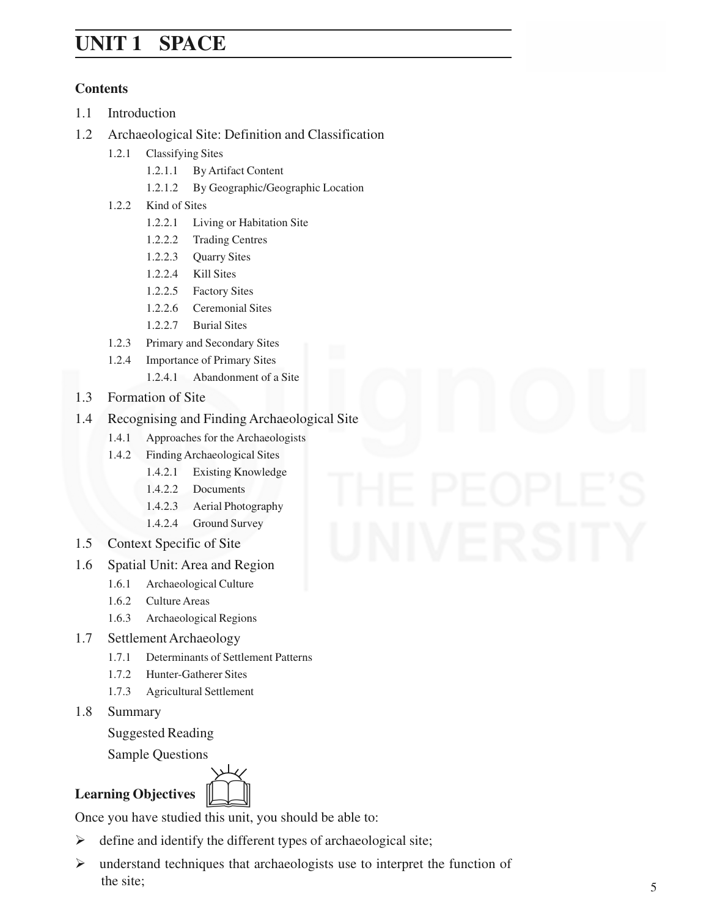# UNIT 1 SPACE

**Contents**

1.1 Introduction

1.2 Archaeological Site: Definition and Classification

- 1.2.1 Classifying Sites
  - 1.2.1.1 By Artifact Content
  - 1.2.1.2 By Geographic/Geographic Location
- 1.2.2 Kind of Sites
  - 1.2.2.1 Living or Habitation Site
  - 1.2.2.2 Trading Centres
  - 1.2.2.3 Quarry Sites
  - 1.2.2.4 Kill Sites
  - 1.2.2.5 Factory Sites
  - 1.2.2.6 Ceremonial Sites
  - 1.2.2.7 Burial Sites
- 1.2.3 Primary and Secondary Sites
- 1.2.4 Importance of Primary Sites
  - 1.2.4.1 Abandonment of a Site

1.3 Formation of Site

1.4 Recognising and Finding Archaeological Site

- 1.4.1 Approaches for the Archaeologists
- 1.4.2 Finding Archaeological Sites
  - 1.4.2.1 Existing Knowledge
  - 1.4.2.2 Documents
  - 1.4.2.3 Aerial Photography
  - 1.4.2.4 Ground Survey

1.5 Context Specific of Site

1.6 Spatial Unit: Area and Region

- 1.6.1 Archaeological Culture
- 1.6.2 Culture Areas
- 1.6.3 Archaeological Regions

1.7 Settlement Archaeology

- 1.7.1 Determinants of Settlement Patterns
- 1.7.2 Hunter-Gatherer Sites
- 1.7.3 Agricultural Settlement

1.8 Summary

Suggested Reading

Sample Questions

**Learning Objectives**

Once you have studied this unit, you should be able to:

- define and identify the different types of archaeological site;
- understand techniques that archaeologists use to interpret the function of the site;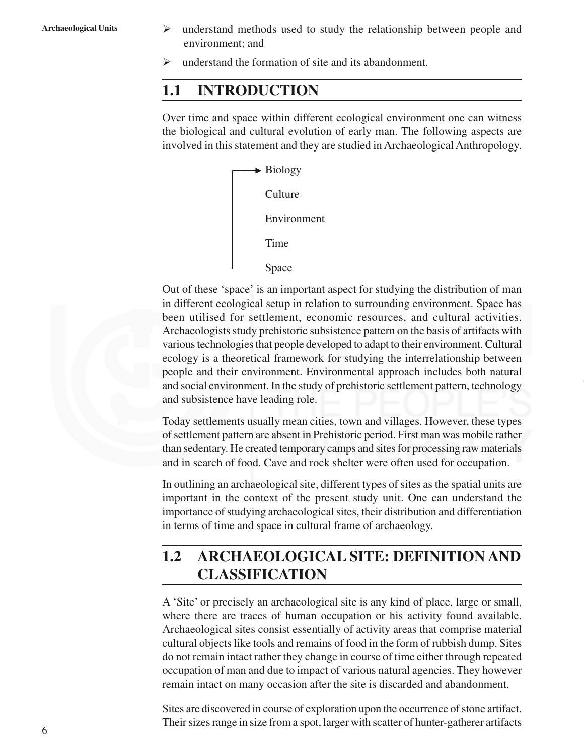- understand methods used to study the relationship between people and environment; and
- understand the formation of site and its abandonment.

## 1.1 INTRODUCTION

Over time and space within different ecological environment one can witness the biological and cultural evolution of early man. The following aspects are involved in this statement and they are studied in Archaeological Anthropology.

- Biology
- Culture
- Environment
- Time
- Space

Out of these 'space' is an important aspect for studying the distribution of man in different ecological setup in relation to surrounding environment. Space has been utilised for settlement, economic resources, and cultural activities. Archaeologists study prehistoric subsistence pattern on the basis of artifacts with various technologies that people developed to adapt to their environment. Cultural ecology is a theoretical framework for studying the interrelationship between people and their environment. Environmental approach includes both natural and social environment. In the study of prehistoric settlement pattern, technology and subsistence have leading role.

Today settlements usually mean cities, town and villages. However, these types of settlement pattern are absent in Prehistoric period. First man was mobile rather than sedentary. He created temporary camps and sites for processing raw materials and in search of food. Cave and rock shelter were often used for occupation.

In outlining an archaeological site, different types of sites as the spatial units are important in the context of the present study unit. One can understand the importance of studying archaeological sites, their distribution and differentiation in terms of time and space in cultural frame of archaeology.

## 1.2 ARCHAEOLOGICAL SITE: DEFINITION AND CLASSIFICATION

A 'Site' or precisely an archaeological site is any kind of place, large or small, where there are traces of human occupation or his activity found available. Archaeological sites consist essentially of activity areas that comprise material cultural objects like tools and remains of food in the form of rubbish dump. Sites do not remain intact rather they change in course of time either through repeated occupation of man and due to impact of various natural agencies. They however remain intact on many occasion after the site is discarded and abandonment.

Sites are discovered in course of exploration upon the occurrence of stone artifact. Their sizes range in size from a spot, larger with scatter of hunter-gatherer artifacts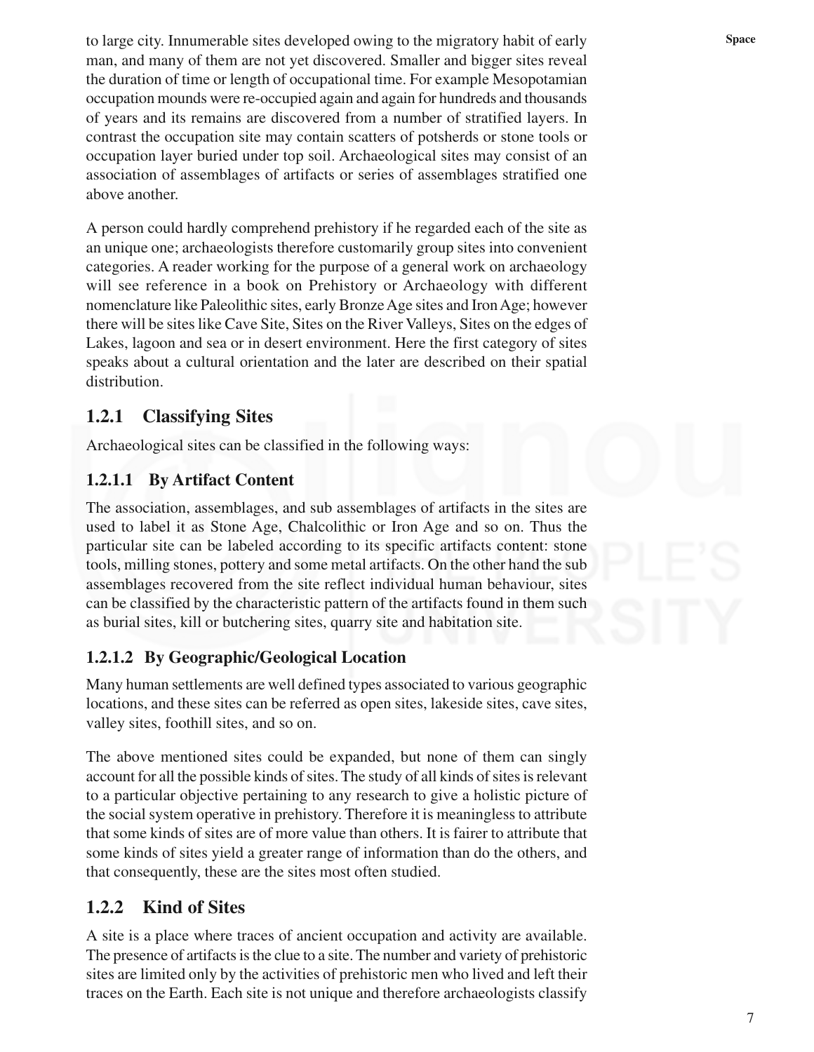to large city. Innumerable sites developed owing to the migratory habit of early man, and many of them are not yet discovered. Smaller and bigger sites reveal the duration of time or length of occupational time. For example Mesopotamian occupation mounds were re-occupied again and again for hundreds and thousands of years and its remains are discovered from a number of stratified layers. In contrast the occupation site may contain scatters of potsherds or stone tools or occupation layer buried under top soil. Archaeological sites may consist of an association of assemblages of artifacts or series of assemblages stratified one above another.

A person could hardly comprehend prehistory if he regarded each of the site as an unique one; archaeologists therefore customarily group sites into convenient categories. A reader working for the purpose of a general work on archaeology will see reference in a book on Prehistory or Archaeology with different nomenclature like Paleolithic sites, early Bronze Age sites and Iron Age; however there will be sites like Cave Site, Sites on the River Valleys, Sites on the edges of Lakes, lagoon and sea or in desert environment. Here the first category of sites speaks about a cultural orientation and the later are described on their spatial distribution.

## 1.2.1 Classifying Sites

Archaeological sites can be classified in the following ways:

### 1.2.1.1 By Artifact Content

The association, assemblages, and sub assemblages of artifacts in the sites are used to label it as Stone Age, Chalcolithic or Iron Age and so on. Thus the particular site can be labeled according to its specific artifacts content: stone tools, milling stones, pottery and some metal artifacts. On the other hand the sub assemblages recovered from the site reflect individual human behaviour, sites can be classified by the characteristic pattern of the artifacts found in them such as burial sites, kill or butchering sites, quarry site and habitation site.

### 1.2.1.2 By Geographic/Geological Location

Many human settlements are well defined types associated to various geographic locations, and these sites can be referred as open sites, lakeside sites, cave sites, valley sites, foothill sites, and so on.

The above mentioned sites could be expanded, but none of them can singly account for all the possible kinds of sites. The study of all kinds of sites is relevant to a particular objective pertaining to any research to give a holistic picture of the social system operative in prehistory. Therefore it is meaningless to attribute that some kinds of sites are of more value than others. It is fairer to attribute that some kinds of sites yield a greater range of information than do the others, and that consequently, these are the sites most often studied.

## 1.2.2 Kind of Sites

A site is a place where traces of ancient occupation and activity are available. The presence of artifacts is the clue to a site. The number and variety of prehistoric sites are limited only by the activities of prehistoric men who lived and left their traces on the Earth. Each site is not unique and therefore archaeologists classify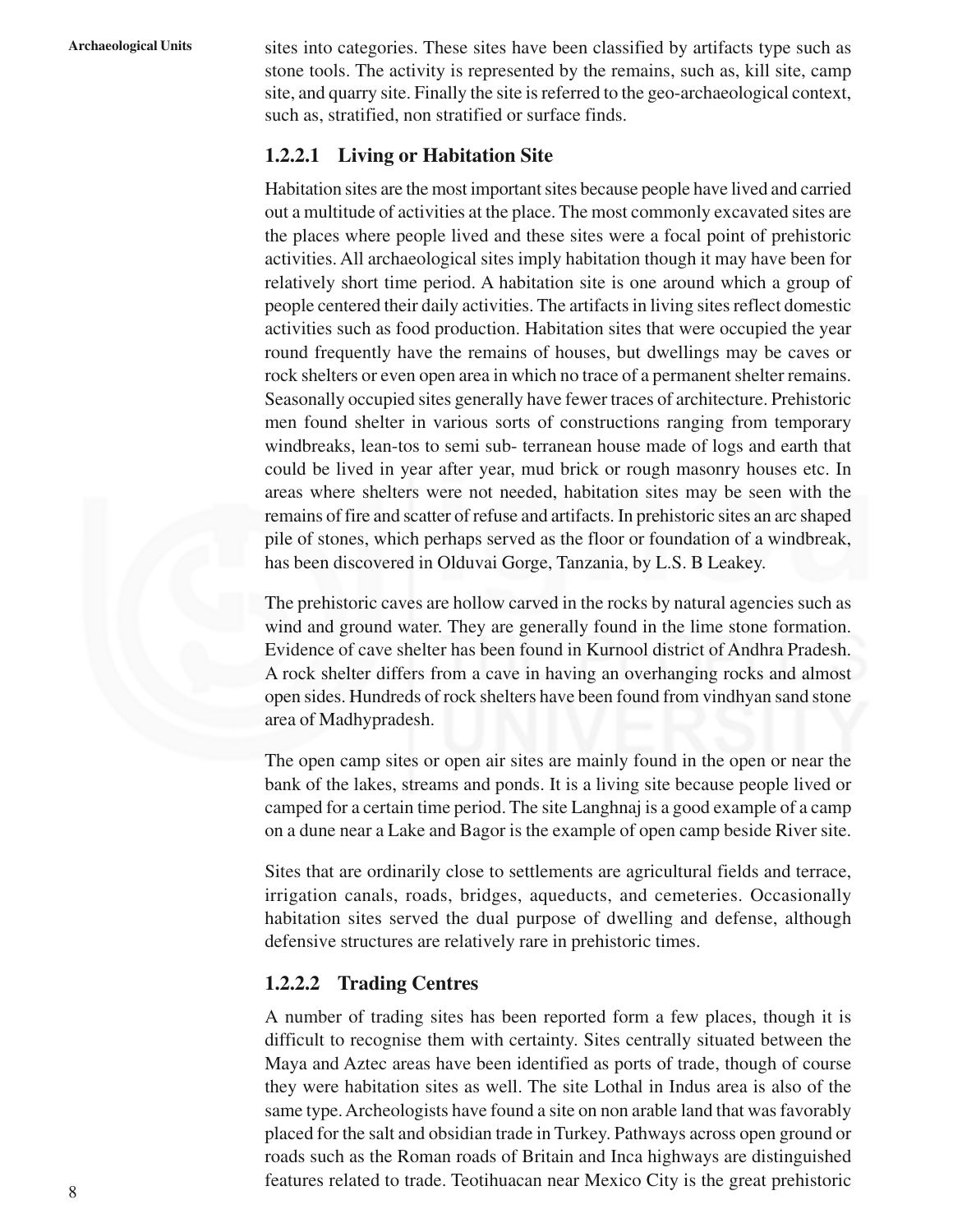sites into categories. These sites have been classified by artifacts type such as stone tools. The activity is represented by the remains, such as, kill site, camp site, and quarry site. Finally the site is referred to the geo-archaeological context, such as, stratified, non stratified or surface finds.

### 1.2.2.1 Living or Habitation Site

Habitation sites are the most important sites because people have lived and carried out a multitude of activities at the place. The most commonly excavated sites are the places where people lived and these sites were a focal point of prehistoric activities. All archaeological sites imply habitation though it may have been for relatively short time period. A habitation site is one around which a group of people centered their daily activities. The artifacts in living sites reflect domestic activities such as food production. Habitation sites that were occupied the year round frequently have the remains of houses, but dwellings may be caves or rock shelters or even open area in which no trace of a permanent shelter remains. Seasonally occupied sites generally have fewer traces of architecture. Prehistoric men found shelter in various sorts of constructions ranging from temporary windbreaks, lean-tos to semi sub- terranean house made of logs and earth that could be lived in year after year, mud brick or rough masonry houses etc. In areas where shelters were not needed, habitation sites may be seen with the remains of fire and scatter of refuse and artifacts. In prehistoric sites an arc shaped pile of stones, which perhaps served as the floor or foundation of a windbreak, has been discovered in Olduvai Gorge, Tanzania, by L.S. B Leakey.

The prehistoric caves are hollow carved in the rocks by natural agencies such as wind and ground water. They are generally found in the lime stone formation. Evidence of cave shelter has been found in Kurnool district of Andhra Pradesh. A rock shelter differs from a cave in having an overhanging rocks and almost open sides. Hundreds of rock shelters have been found from vindhyan sand stone area of Madhypradesh.

The open camp sites or open air sites are mainly found in the open or near the bank of the lakes, streams and ponds. It is a living site because people lived or camped for a certain time period. The site Langhnaj is a good example of a camp on a dune near a Lake and Bagor is the example of open camp beside River site.

Sites that are ordinarily close to settlements are agricultural fields and terrace, irrigation canals, roads, bridges, aqueducts, and cemeteries. Occasionally habitation sites served the dual purpose of dwelling and defense, although defensive structures are relatively rare in prehistoric times.

### 1.2.2.2 Trading Centres

A number of trading sites has been reported form a few places, though it is difficult to recognise them with certainty. Sites centrally situated between the Maya and Aztec areas have been identified as ports of trade, though of course they were habitation sites as well. The site Lothal in Indus area is also of the same type. Archeologists have found a site on non arable land that was favorably placed for the salt and obsidian trade in Turkey. Pathways across open ground or roads such as the Roman roads of Britain and Inca highways are distinguished features related to trade. Teotihuacan near Mexico City is the great prehistoric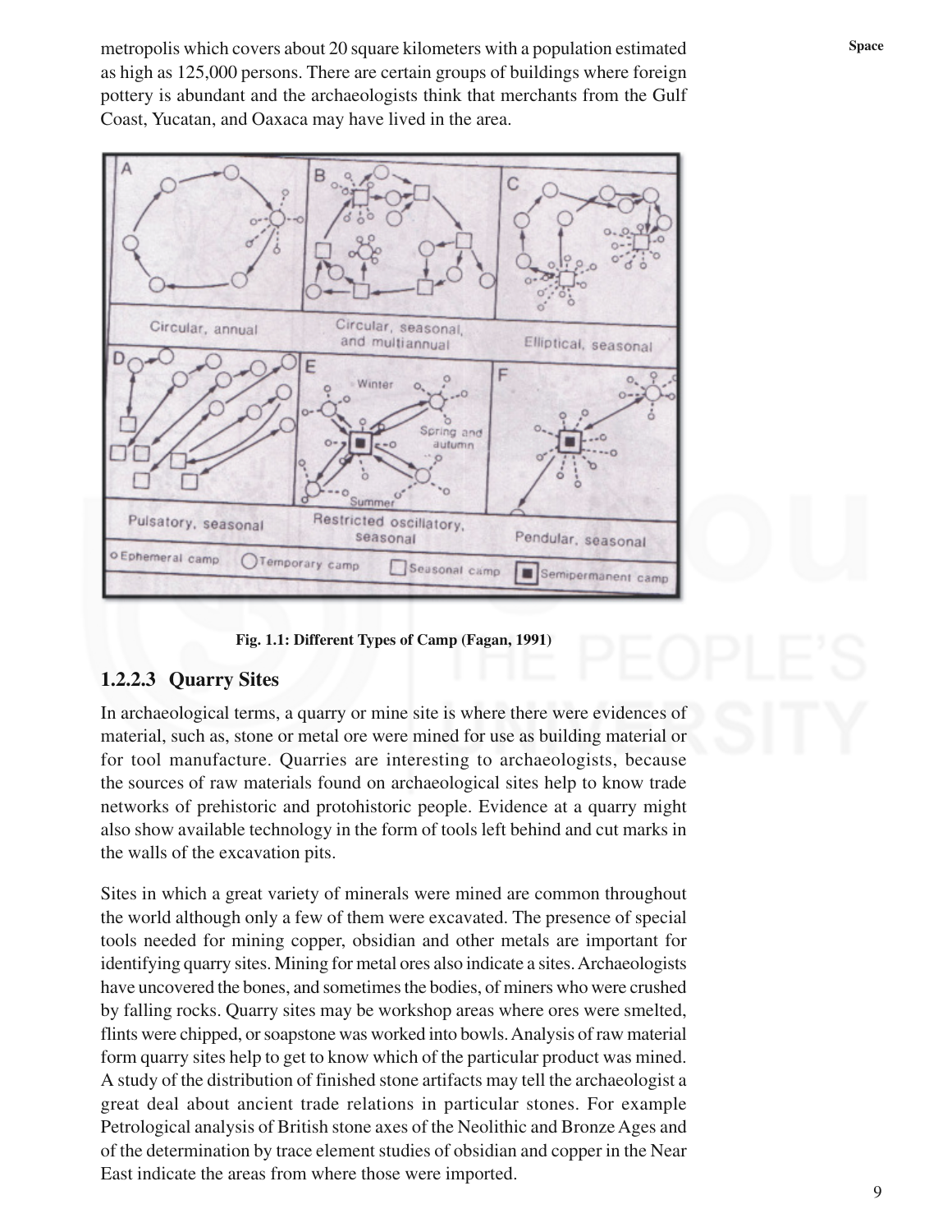metropolis which covers about 20 square kilometers with a population estimated as high as 125,000 persons. There are certain groups of buildings where foreign pottery is abundant and the archaeologists think that merchants from the Gulf Coast, Yucatan, and Oaxaca may have lived in the area.

**Fig. 1.1: Different Types of Camp (Fagan, 1991)**

### 1.2.2.3 Quarry Sites

In archaeological terms, a quarry or mine site is where there were evidences of material, such as, stone or metal ore were mined for use as building material or for tool manufacture. Quarries are interesting to archaeologists, because the sources of raw materials found on archaeological sites help to know trade networks of prehistoric and protohistoric people. Evidence at a quarry might also show available technology in the form of tools left behind and cut marks in the walls of the excavation pits.

Sites in which a great variety of minerals were mined are common throughout the world although only a few of them were excavated. The presence of special tools needed for mining copper, obsidian and other metals are important for identifying quarry sites. Mining for metal ores also indicate a sites. Archaeologists have uncovered the bones, and sometimes the bodies, of miners who were crushed by falling rocks. Quarry sites may be workshop areas where ores were smelted, flints were chipped, or soapstone was worked into bowls. Analysis of raw material form quarry sites help to get to know which of the particular product was mined. A study of the distribution of finished stone artifacts may tell the archaeologist a great deal about ancient trade relations in particular stones. For example Petrological analysis of British stone axes of the Neolithic and Bronze Ages and of the determination by trace element studies of obsidian and copper in the Near East indicate the areas from where those were imported.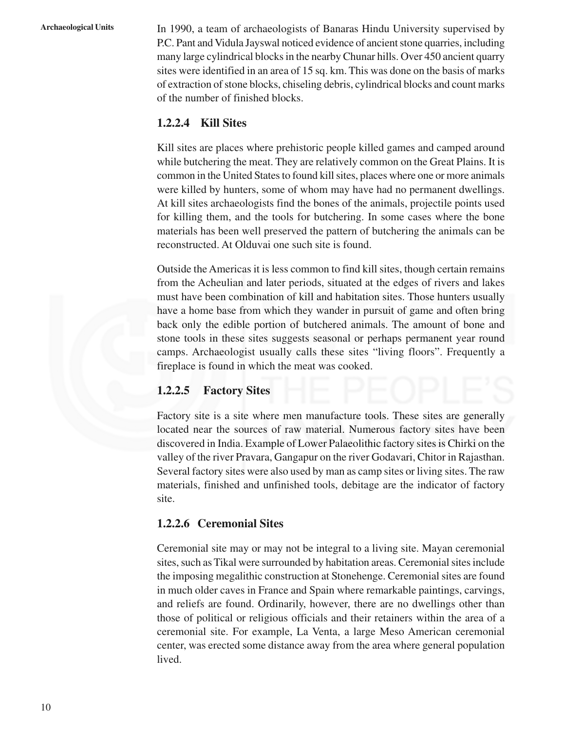In 1990, a team of archaeologists of Banaras Hindu University supervised by P.C. Pant and Vidula Jayswal noticed evidence of ancient stone quarries, including many large cylindrical blocks in the nearby Chunar hills. Over 450 ancient quarry sites were identified in an area of 15 sq. km. This was done on the basis of marks of extraction of stone blocks, chiseling debris, cylindrical blocks and count marks of the number of finished blocks.

### 1.2.2.4 Kill Sites

Kill sites are places where prehistoric people killed games and camped around while butchering the meat. They are relatively common on the Great Plains. It is common in the United States to found kill sites, places where one or more animals were killed by hunters, some of whom may have had no permanent dwellings. At kill sites archaeologists find the bones of the animals, projectile points used for killing them, and the tools for butchering. In some cases where the bone materials has been well preserved the pattern of butchering the animals can be reconstructed. At Olduvai one such site is found.

Outside the Americas it is less common to find kill sites, though certain remains from the Acheulian and later periods, situated at the edges of rivers and lakes must have been combination of kill and habitation sites. Those hunters usually have a home base from which they wander in pursuit of game and often bring back only the edible portion of butchered animals. The amount of bone and stone tools in these sites suggests seasonal or perhaps permanent year round camps. Archaeologist usually calls these sites "living floors". Frequently a fireplace is found in which the meat was cooked.

### 1.2.2.5 Factory Sites

Factory site is a site where men manufacture tools. These sites are generally located near the sources of raw material. Numerous factory sites have been discovered in India. Example of Lower Palaeolithic factory sites is Chirki on the valley of the river Pravara, Gangapur on the river Godavari, Chitor in Rajasthan. Several factory sites were also used by man as camp sites or living sites. The raw materials, finished and unfinished tools, debitage are the indicator of factory site.

### 1.2.2.6 Ceremonial Sites

Ceremonial site may or may not be integral to a living site. Mayan ceremonial sites, such as Tikal were surrounded by habitation areas. Ceremonial sites include the imposing megalithic construction at Stonehenge. Ceremonial sites are found in much older caves in France and Spain where remarkable paintings, carvings, and reliefs are found. Ordinarily, however, there are no dwellings other than those of political or religious officials and their retainers within the area of a ceremonial site. For example, La Venta, a large Meso American ceremonial center, was erected some distance away from the area where general population lived.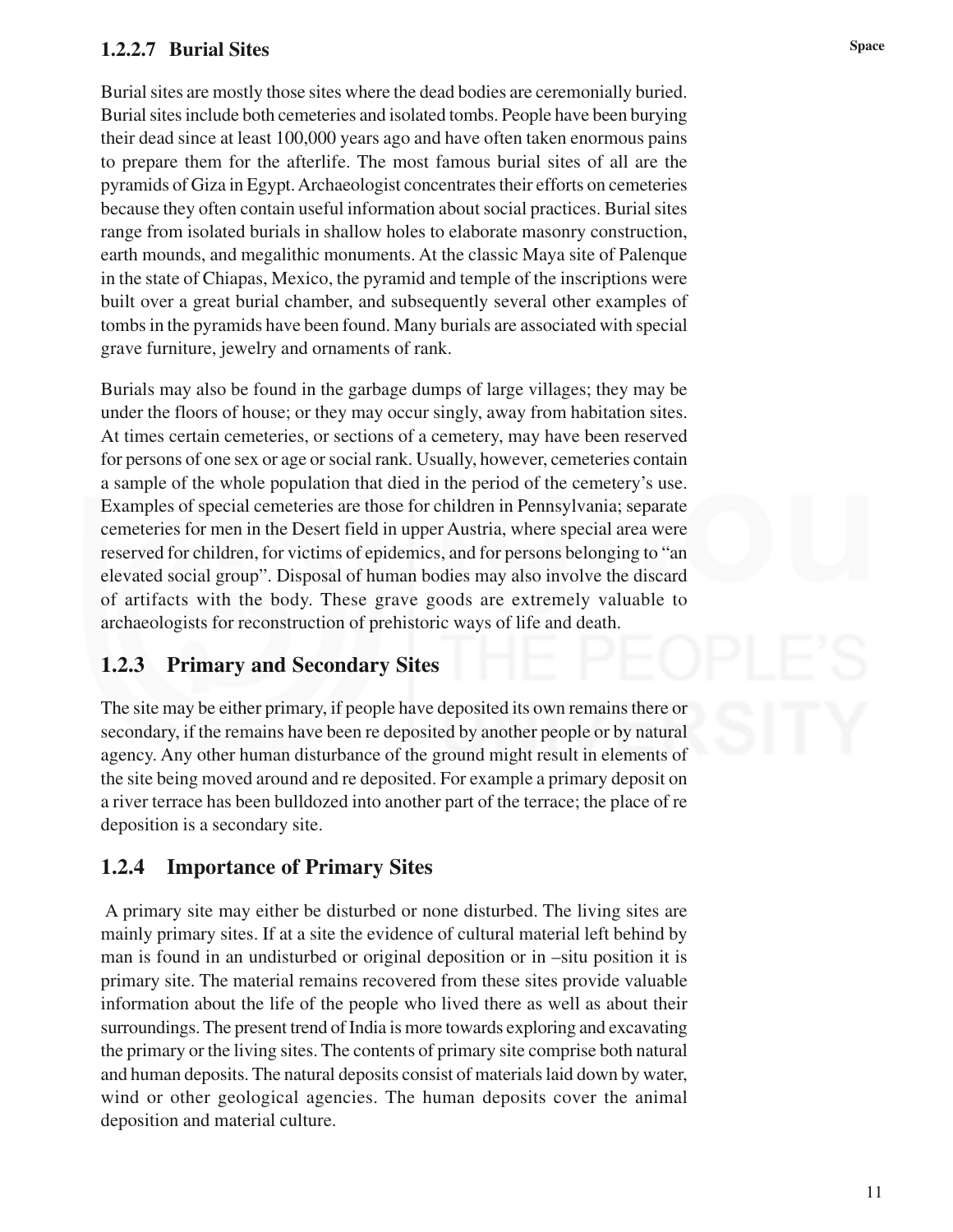#### 1.2.2.7 Burial Sites

Burial sites are mostly those sites where the dead bodies are ceremonially buried. Burial sites include both cemeteries and isolated tombs. People have been burying their dead since at least 100,000 years ago and have often taken enormous pains to prepare them for the afterlife. The most famous burial sites of all are the pyramids of Giza in Egypt. Archaeologist concentrates their efforts on cemeteries because they often contain useful information about social practices. Burial sites range from isolated burials in shallow holes to elaborate masonry construction, earth mounds, and megalithic monuments. At the classic Maya site of Palenque in the state of Chiapas, Mexico, the pyramid and temple of the inscriptions were built over a great burial chamber, and subsequently several other examples of tombs in the pyramids have been found. Many burials are associated with special grave furniture, jewelry and ornaments of rank.

Burials may also be found in the garbage dumps of large villages; they may be under the floors of house; or they may occur singly, away from habitation sites. At times certain cemeteries, or sections of a cemetery, may have been reserved for persons of one sex or age or social rank. Usually, however, cemeteries contain a sample of the whole population that died in the period of the cemetery's use. Examples of special cemeteries are those for children in Pennsylvania; separate cemeteries for men in the Desert field in upper Austria, where special area were reserved for children, for victims of epidemics, and for persons belonging to "an elevated social group". Disposal of human bodies may also involve the discard of artifacts with the body. These grave goods are extremely valuable to archaeologists for reconstruction of prehistoric ways of life and death.

### 1.2.3 Primary and Secondary Sites

The site may be either primary, if people have deposited its own remains there or secondary, if the remains have been re deposited by another people or by natural agency. Any other human disturbance of the ground might result in elements of the site being moved around and re deposited. For example a primary deposit on a river terrace has been bulldozed into another part of the terrace; the place of re deposition is a secondary site.

### 1.2.4 Importance of Primary Sites

A primary site may either be disturbed or none disturbed. The living sites are mainly primary sites. If at a site the evidence of cultural material left behind by man is found in an undisturbed or original deposition or in –situ position it is primary site. The material remains recovered from these sites provide valuable information about the life of the people who lived there as well as about their surroundings. The present trend of India is more towards exploring and excavating the primary or the living sites. The contents of primary site comprise both natural and human deposits. The natural deposits consist of materials laid down by water, wind or other geological agencies. The human deposits cover the animal deposition and material culture.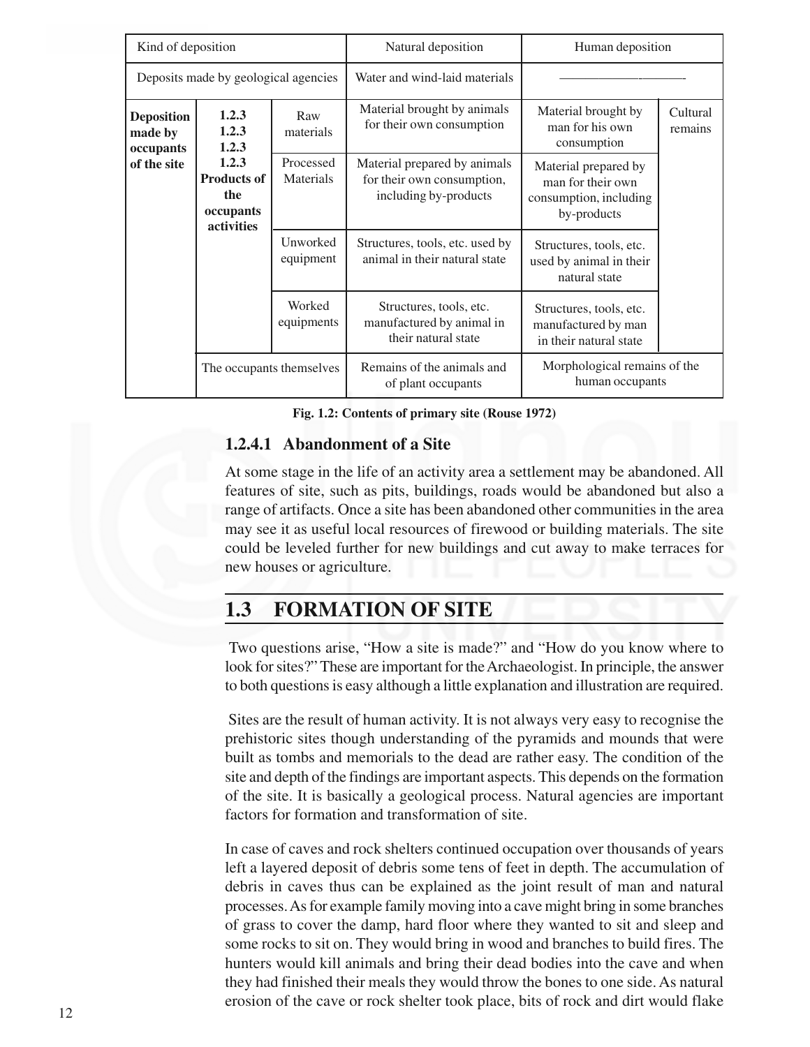| Kind of deposition | | | Natural deposition | Human deposition | |
|---|---|---|---|---|---|
| Deposits made by geological agencies | | | Water and wind-laid materials | —————————— | |
| **Deposition made by occupants of the site** | **1.2.3 1.2.3 1.2.3 1.2.3 Products of the occupants activities** | Raw materials | Material brought by animals for their own consumption | Material brought by man for his own consumption | Cultural remains |
| | | Processed Materials | Material prepared by animals for their own consumption, including by-products | Material prepared by man for their own consumption, including by-products | |
| | | Unworked equipment | Structures, tools, etc. used by animal in their natural state | Structures, tools, etc. used by animal in their natural state | |
| | | Worked equipments | Structures, tools, etc. manufactured by animal in their natural state | Structures, tools, etc. manufactured by man in their natural state | |
| | The occupants themselves | | Remains of the animals and of plant occupants | Morphological remains of the human occupants | |

**Fig. 1.2: Contents of primary site (Rouse 1972)**

### 1.2.4.1 Abandonment of a Site

At some stage in the life of an activity area a settlement may be abandoned. All features of site, such as pits, buildings, roads would be abandoned but also a range of artifacts. Once a site has been abandoned other communities in the area may see it as useful local resources of firewood or building materials. The site could be leveled further for new buildings and cut away to make terraces for new houses or agriculture.

## 1.3 FORMATION OF SITE

Two questions arise, "How a site is made?" and "How do you know where to look for sites?" These are important for the Archaeologist. In principle, the answer to both questions is easy although a little explanation and illustration are required.

Sites are the result of human activity. It is not always very easy to recognise the prehistoric sites though understanding of the pyramids and mounds that were built as tombs and memorials to the dead are rather easy. The condition of the site and depth of the findings are important aspects. This depends on the formation of the site. It is basically a geological process. Natural agencies are important factors for formation and transformation of site.

In case of caves and rock shelters continued occupation over thousands of years left a layered deposit of debris some tens of feet in depth. The accumulation of debris in caves thus can be explained as the joint result of man and natural processes. As for example family moving into a cave might bring in some branches of grass to cover the damp, hard floor where they wanted to sit and sleep and some rocks to sit on. They would bring in wood and branches to build fires. The hunters would kill animals and bring their dead bodies into the cave and when they had finished their meals they would throw the bones to one side. As natural erosion of the cave or rock shelter took place, bits of rock and dirt would flake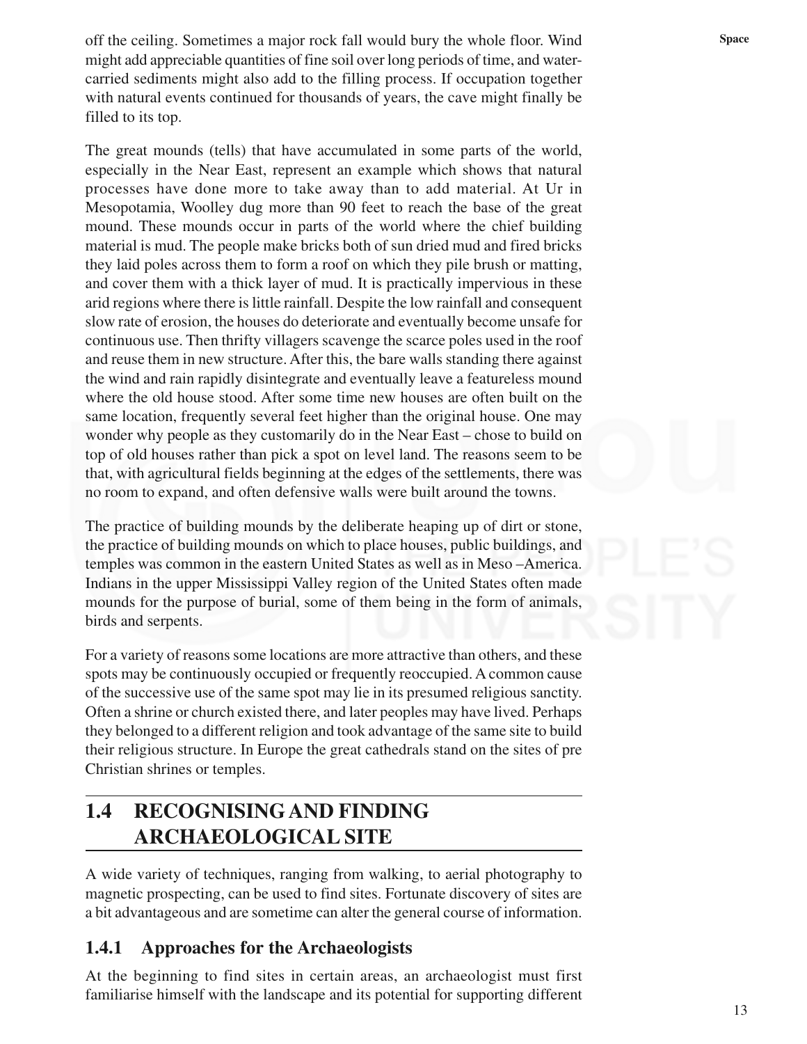off the ceiling. Sometimes a major rock fall would bury the whole floor. Wind might add appreciable quantities of fine soil over long periods of time, and water-carried sediments might also add to the filling process. If occupation together with natural events continued for thousands of years, the cave might finally be filled to its top.

The great mounds (tells) that have accumulated in some parts of the world, especially in the Near East, represent an example which shows that natural processes have done more to take away than to add material. At Ur in Mesopotamia, Woolley dug more than 90 feet to reach the base of the great mound. These mounds occur in parts of the world where the chief building material is mud. The people make bricks both of sun dried mud and fired bricks they laid poles across them to form a roof on which they pile brush or matting, and cover them with a thick layer of mud. It is practically impervious in these arid regions where there is little rainfall. Despite the low rainfall and consequent slow rate of erosion, the houses do deteriorate and eventually become unsafe for continuous use. Then thrifty villagers scavenge the scarce poles used in the roof and reuse them in new structure. After this, the bare walls standing there against the wind and rain rapidly disintegrate and eventually leave a featureless mound where the old house stood. After some time new houses are often built on the same location, frequently several feet higher than the original house. One may wonder why people as they customarily do in the Near East – chose to build on top of old houses rather than pick a spot on level land. The reasons seem to be that, with agricultural fields beginning at the edges of the settlements, there was no room to expand, and often defensive walls were built around the towns.

The practice of building mounds by the deliberate heaping up of dirt or stone, the practice of building mounds on which to place houses, public buildings, and temples was common in the eastern United States as well as in Meso –America. Indians in the upper Mississippi Valley region of the United States often made mounds for the purpose of burial, some of them being in the form of animals, birds and serpents.

For a variety of reasons some locations are more attractive than others, and these spots may be continuously occupied or frequently reoccupied. A common cause of the successive use of the same spot may lie in its presumed religious sanctity. Often a shrine or church existed there, and later peoples may have lived. Perhaps they belonged to a different religion and took advantage of the same site to build their religious structure. In Europe the great cathedrals stand on the sites of pre Christian shrines or temples.

## 1.4 RECOGNISING AND FINDING ARCHAEOLOGICAL SITE

A wide variety of techniques, ranging from walking, to aerial photography to magnetic prospecting, can be used to find sites. Fortunate discovery of sites are a bit advantageous and are sometime can alter the general course of information.

### 1.4.1 Approaches for the Archaeologists

At the beginning to find sites in certain areas, an archaeologist must first familiarise himself with the landscape and its potential for supporting different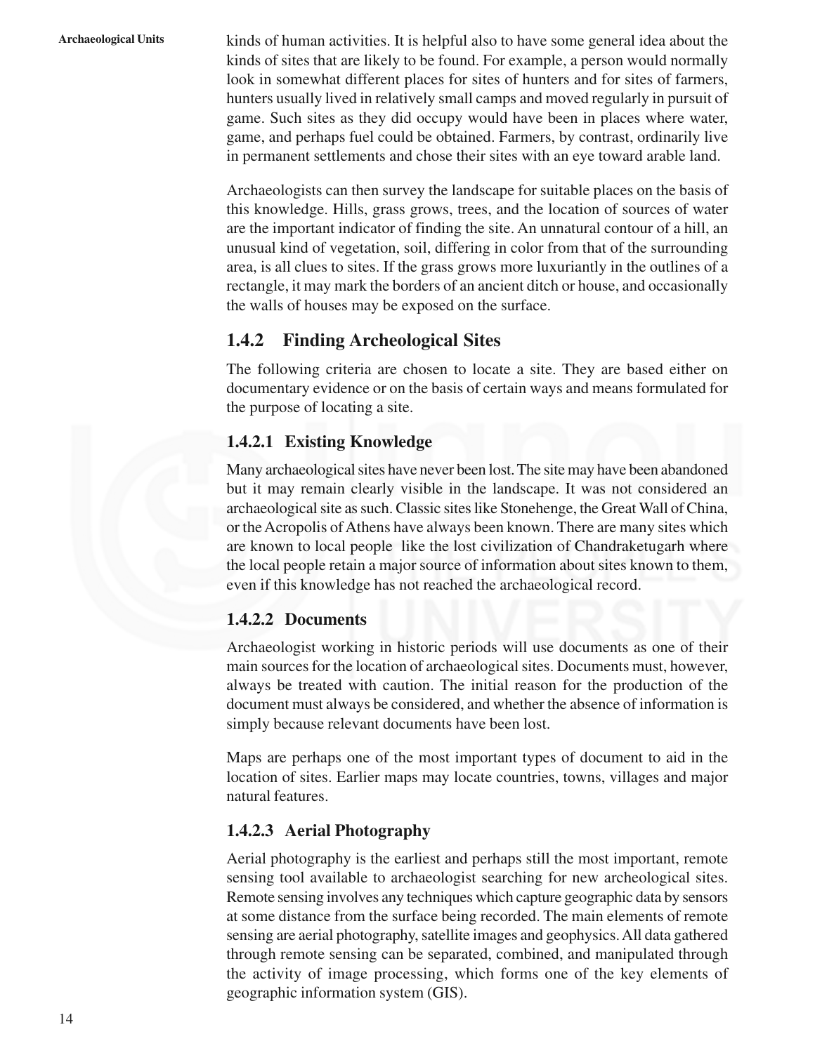kinds of human activities. It is helpful also to have some general idea about the kinds of sites that are likely to be found. For example, a person would normally look in somewhat different places for sites of hunters and for sites of farmers, hunters usually lived in relatively small camps and moved regularly in pursuit of game. Such sites as they did occupy would have been in places where water, game, and perhaps fuel could be obtained. Farmers, by contrast, ordinarily live in permanent settlements and chose their sites with an eye toward arable land.

Archaeologists can then survey the landscape for suitable places on the basis of this knowledge. Hills, grass grows, trees, and the location of sources of water are the important indicator of finding the site. An unnatural contour of a hill, an unusual kind of vegetation, soil, differing in color from that of the surrounding area, is all clues to sites. If the grass grows more luxuriantly in the outlines of a rectangle, it may mark the borders of an ancient ditch or house, and occasionally the walls of houses may be exposed on the surface.

### 1.4.2 Finding Archeological Sites

The following criteria are chosen to locate a site. They are based either on documentary evidence or on the basis of certain ways and means formulated for the purpose of locating a site.

#### 1.4.2.1 Existing Knowledge

Many archaeological sites have never been lost. The site may have been abandoned but it may remain clearly visible in the landscape. It was not considered an archaeological site as such. Classic sites like Stonehenge, the Great Wall of China, or the Acropolis of Athens have always been known. There are many sites which are known to local people like the lost civilization of Chandraketugarh where the local people retain a major source of information about sites known to them, even if this knowledge has not reached the archaeological record.

#### 1.4.2.2 Documents

Archaeologist working in historic periods will use documents as one of their main sources for the location of archaeological sites. Documents must, however, always be treated with caution. The initial reason for the production of the document must always be considered, and whether the absence of information is simply because relevant documents have been lost.

Maps are perhaps one of the most important types of document to aid in the location of sites. Earlier maps may locate countries, towns, villages and major natural features.

#### 1.4.2.3 Aerial Photography

Aerial photography is the earliest and perhaps still the most important, remote sensing tool available to archaeologist searching for new archeological sites. Remote sensing involves any techniques which capture geographic data by sensors at some distance from the surface being recorded. The main elements of remote sensing are aerial photography, satellite images and geophysics. All data gathered through remote sensing can be separated, combined, and manipulated through the activity of image processing, which forms one of the key elements of geographic information system (GIS).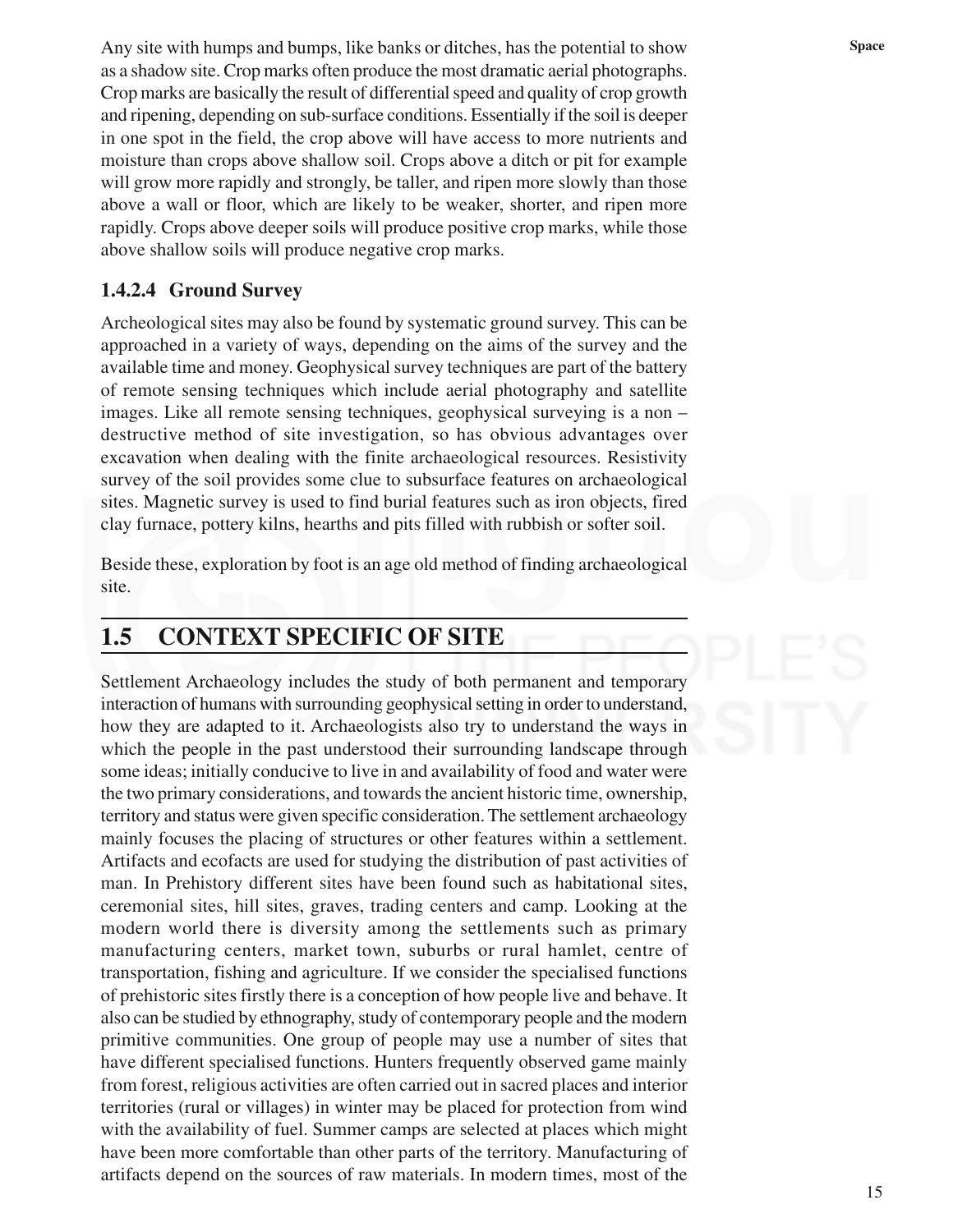Any site with humps and bumps, like banks or ditches, has the potential to show as a shadow site. Crop marks often produce the most dramatic aerial photographs. Crop marks are basically the result of differential speed and quality of crop growth and ripening, depending on sub-surface conditions. Essentially if the soil is deeper in one spot in the field, the crop above will have access to more nutrients and moisture than crops above shallow soil. Crops above a ditch or pit for example will grow more rapidly and strongly, be taller, and ripen more slowly than those above a wall or floor, which are likely to be weaker, shorter, and ripen more rapidly. Crops above deeper soils will produce positive crop marks, while those above shallow soils will produce negative crop marks.

#### 1.4.2.4 Ground Survey

Archeological sites may also be found by systematic ground survey. This can be approached in a variety of ways, depending on the aims of the survey and the available time and money. Geophysical survey techniques are part of the battery of remote sensing techniques which include aerial photography and satellite images. Like all remote sensing techniques, geophysical surveying is a non – destructive method of site investigation, so has obvious advantages over excavation when dealing with the finite archaeological resources. Resistivity survey of the soil provides some clue to subsurface features on archaeological sites. Magnetic survey is used to find burial features such as iron objects, fired clay furnace, pottery kilns, hearths and pits filled with rubbish or softer soil.

Beside these, exploration by foot is an age old method of finding archaeological site.

## 1.5 CONTEXT SPECIFIC OF SITE

Settlement Archaeology includes the study of both permanent and temporary interaction of humans with surrounding geophysical setting in order to understand, how they are adapted to it. Archaeologists also try to understand the ways in which the people in the past understood their surrounding landscape through some ideas; initially conducive to live in and availability of food and water were the two primary considerations, and towards the ancient historic time, ownership, territory and status were given specific consideration. The settlement archaeology mainly focuses the placing of structures or other features within a settlement. Artifacts and ecofacts are used for studying the distribution of past activities of man. In Prehistory different sites have been found such as habitational sites, ceremonial sites, hill sites, graves, trading centers and camp. Looking at the modern world there is diversity among the settlements such as primary manufacturing centers, market town, suburbs or rural hamlet, centre of transportation, fishing and agriculture. If we consider the specialised functions of prehistoric sites firstly there is a conception of how people live and behave. It also can be studied by ethnography, study of contemporary people and the modern primitive communities. One group of people may use a number of sites that have different specialised functions. Hunters frequently observed game mainly from forest, religious activities are often carried out in sacred places and interior territories (rural or villages) in winter may be placed for protection from wind with the availability of fuel. Summer camps are selected at places which might have been more comfortable than other parts of the territory. Manufacturing of artifacts depend on the sources of raw materials. In modern times, most of the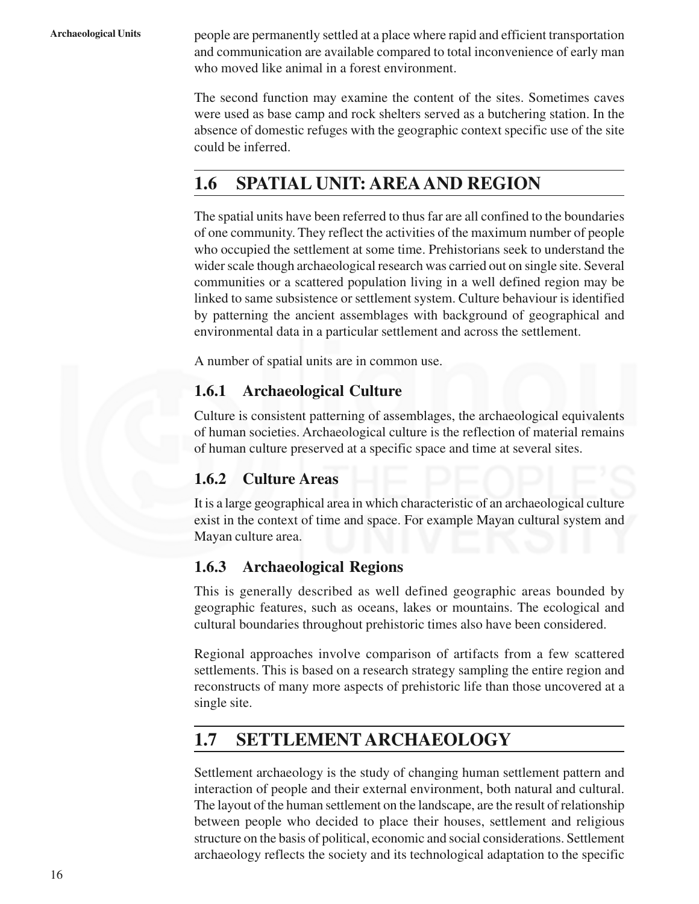people are permanently settled at a place where rapid and efficient transportation and communication are available compared to total inconvenience of early man who moved like animal in a forest environment.

The second function may examine the content of the sites. Sometimes caves were used as base camp and rock shelters served as a butchering station. In the absence of domestic refuges with the geographic context specific use of the site could be inferred.

## 1.6 SPATIAL UNIT: AREA AND REGION

The spatial units have been referred to thus far are all confined to the boundaries of one community. They reflect the activities of the maximum number of people who occupied the settlement at some time. Prehistorians seek to understand the wider scale though archaeological research was carried out on single site. Several communities or a scattered population living in a well defined region may be linked to same subsistence or settlement system. Culture behaviour is identified by patterning the ancient assemblages with background of geographical and environmental data in a particular settlement and across the settlement.

A number of spatial units are in common use.

### 1.6.1 Archaeological Culture

Culture is consistent patterning of assemblages, the archaeological equivalents of human societies. Archaeological culture is the reflection of material remains of human culture preserved at a specific space and time at several sites.

### 1.6.2 Culture Areas

It is a large geographical area in which characteristic of an archaeological culture exist in the context of time and space. For example Mayan cultural system and Mayan culture area.

### 1.6.3 Archaeological Regions

This is generally described as well defined geographic areas bounded by geographic features, such as oceans, lakes or mountains. The ecological and cultural boundaries throughout prehistoric times also have been considered.

Regional approaches involve comparison of artifacts from a few scattered settlements. This is based on a research strategy sampling the entire region and reconstructs of many more aspects of prehistoric life than those uncovered at a single site.

## 1.7 SETTLEMENT ARCHAEOLOGY

Settlement archaeology is the study of changing human settlement pattern and interaction of people and their external environment, both natural and cultural. The layout of the human settlement on the landscape, are the result of relationship between people who decided to place their houses, settlement and religious structure on the basis of political, economic and social considerations. Settlement archaeology reflects the society and its technological adaptation to the specific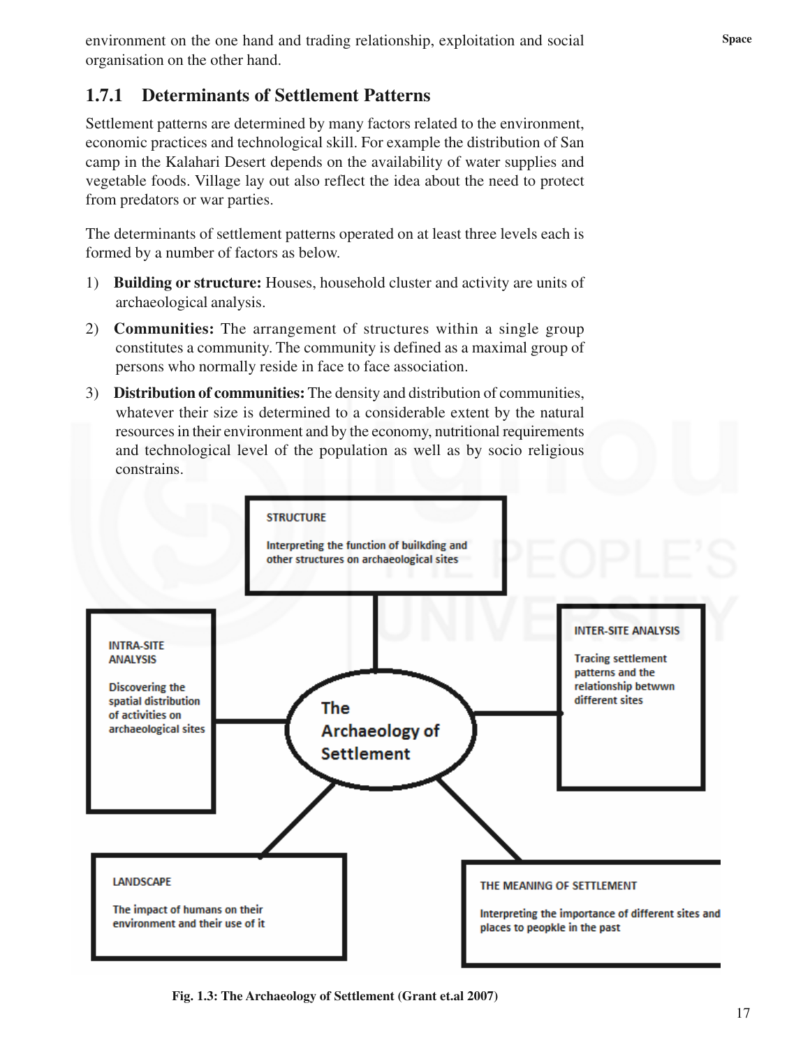environment on the one hand and trading relationship, exploitation and social organisation on the other hand.

### 1.7.1 Determinants of Settlement Patterns

Settlement patterns are determined by many factors related to the environment, economic practices and technological skill. For example the distribution of San camp in the Kalahari Desert depends on the availability of water supplies and vegetable foods. Village lay out also reflect the idea about the need to protect from predators or war parties.

The determinants of settlement patterns operated on at least three levels each is formed by a number of factors as below.

1) **Building or structure:** Houses, household cluster and activity are units of archaeological analysis.
2) **Communities:** The arrangement of structures within a single group constitutes a community. The community is defined as a maximal group of persons who normally reside in face to face association.
3) **Distribution of communities:** The density and distribution of communities, whatever their size is determined to a considerable extent by the natural resources in their environment and by the economy, nutritional requirements and technological level of the population as well as by socio religious constrains.

STRUCTURE

Interpreting the function of builkding and other structures on archaeological sites

INTRA-SITE ANALYSIS

Discovering the spatial distribution of activities on archaeological sites

The Archaeology of Settlement

INTER-SITE ANALYSIS

Tracing settlement patterns and the relationship betwwn different sites

LANDSCAPE

The impact of humans on their environment and their use of it

THE MEANING OF SETTLEMENT

Interpreting the importance of different sites and places to peopkle in the past

**Fig. 1.3: The Archaeology of Settlement (Grant et.al 2007)**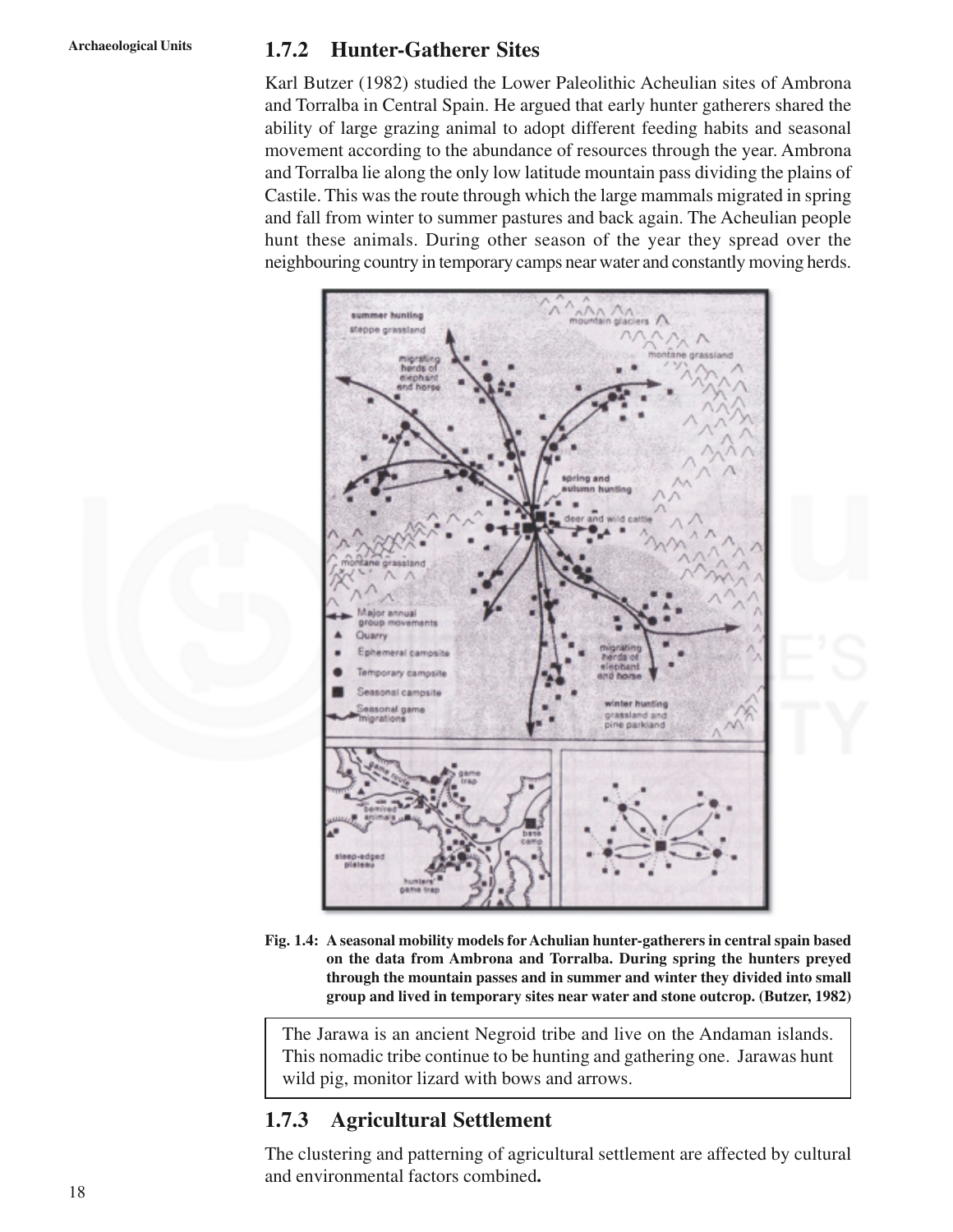### 1.7.2 Hunter-Gatherer Sites

Karl Butzer (1982) studied the Lower Paleolithic Acheulian sites of Ambrona and Torralba in Central Spain. He argued that early hunter gatherers shared the ability of large grazing animal to adopt different feeding habits and seasonal movement according to the abundance of resources through the year. Ambrona and Torralba lie along the only low latitude mountain pass dividing the plains of Castile. This was the route through which the large mammals migrated in spring and fall from winter to summer pastures and back again. The Acheulian people hunt these animals. During other season of the year they spread over the neighbouring country in temporary camps near water and constantly moving herds.

**Fig. 1.4: A seasonal mobility models for Achulian hunter-gatherers in central spain based on the data from Ambrona and Torralba. During spring the hunters preyed through the mountain passes and in summer and winter they divided into small group and lived in temporary sites near water and stone outcrop. (Butzer, 1982)**

> The Jarawa is an ancient Negroid tribe and live on the Andaman islands. This nomadic tribe continue to be hunting and gathering one. Jarawas hunt wild pig, monitor lizard with bows and arrows.

### 1.7.3 Agricultural Settlement

The clustering and patterning of agricultural settlement are affected by cultural and environmental factors combined**.**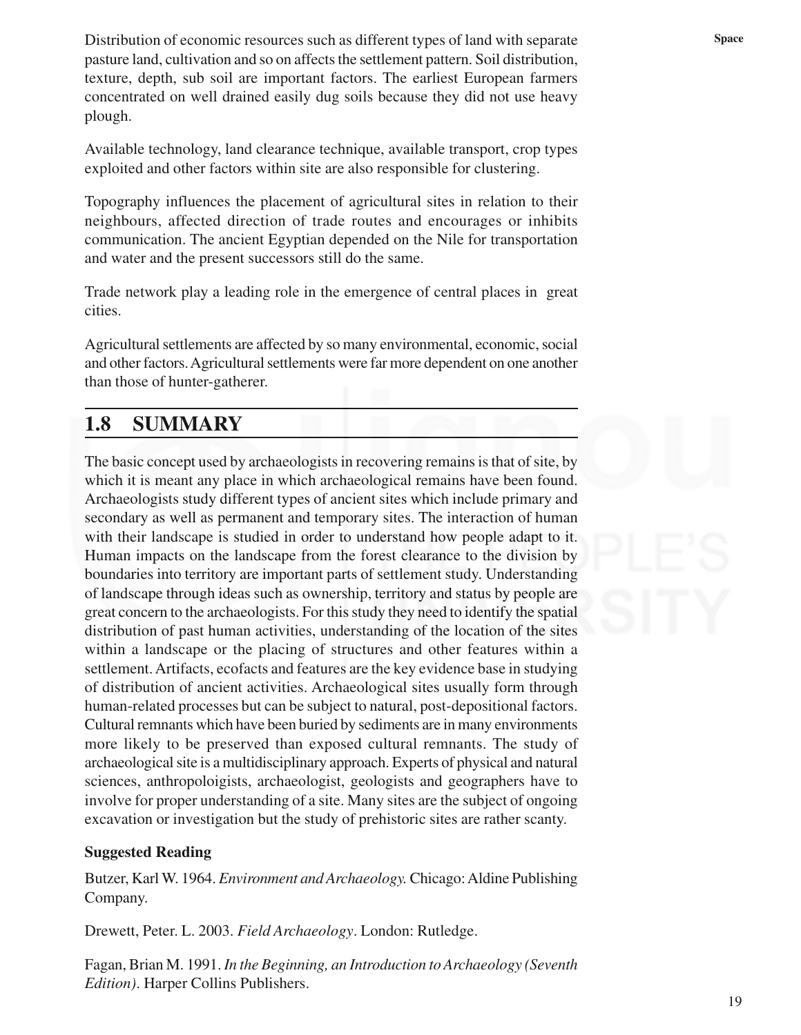Distribution of economic resources such as different types of land with separate pasture land, cultivation and so on affects the settlement pattern. Soil distribution, texture, depth, sub soil are important factors. The earliest European farmers concentrated on well drained easily dug soils because they did not use heavy plough.

Available technology, land clearance technique, available transport, crop types exploited and other factors within site are also responsible for clustering.

Topography influences the placement of agricultural sites in relation to their neighbours, affected direction of trade routes and encourages or inhibits communication. The ancient Egyptian depended on the Nile for transportation and water and the present successors still do the same.

Trade network play a leading role in the emergence of central places in great cities.

Agricultural settlements are affected by so many environmental, economic, social and other factors. Agricultural settlements were far more dependent on one another than those of hunter-gatherer.

## 1.8 SUMMARY

The basic concept used by archaeologists in recovering remains is that of site, by which it is meant any place in which archaeological remains have been found. Archaeologists study different types of ancient sites which include primary and secondary as well as permanent and temporary sites. The interaction of human with their landscape is studied in order to understand how people adapt to it. Human impacts on the landscape from the forest clearance to the division by boundaries into territory are important parts of settlement study. Understanding of landscape through ideas such as ownership, territory and status by people are great concern to the archaeologists. For this study they need to identify the spatial distribution of past human activities, understanding of the location of the sites within a landscape or the placing of structures and other features within a settlement. Artifacts, ecofacts and features are the key evidence base in studying of distribution of ancient activities. Archaeological sites usually form through human-related processes but can be subject to natural, post-depositional factors. Cultural remnants which have been buried by sediments are in many environments more likely to be preserved than exposed cultural remnants. The study of archaeological site is a multidisciplinary approach. Experts of physical and natural sciences, anthropoloigists, archaeologist, geologists and geographers have to involve for proper understanding of a site. Many sites are the subject of ongoing excavation or investigation but the study of prehistoric sites are rather scanty.

**Suggested Reading**

Butzer, Karl W. 1964. *Environment and Archaeology.* Chicago: Aldine Publishing Company.

Drewett, Peter. L. 2003. *Field Archaeology*. London: Rutledge.

Fagan, Brian M. 1991. *In the Beginning, an Introduction to Archaeology (Seventh Edition)*. Harper Collins Publishers.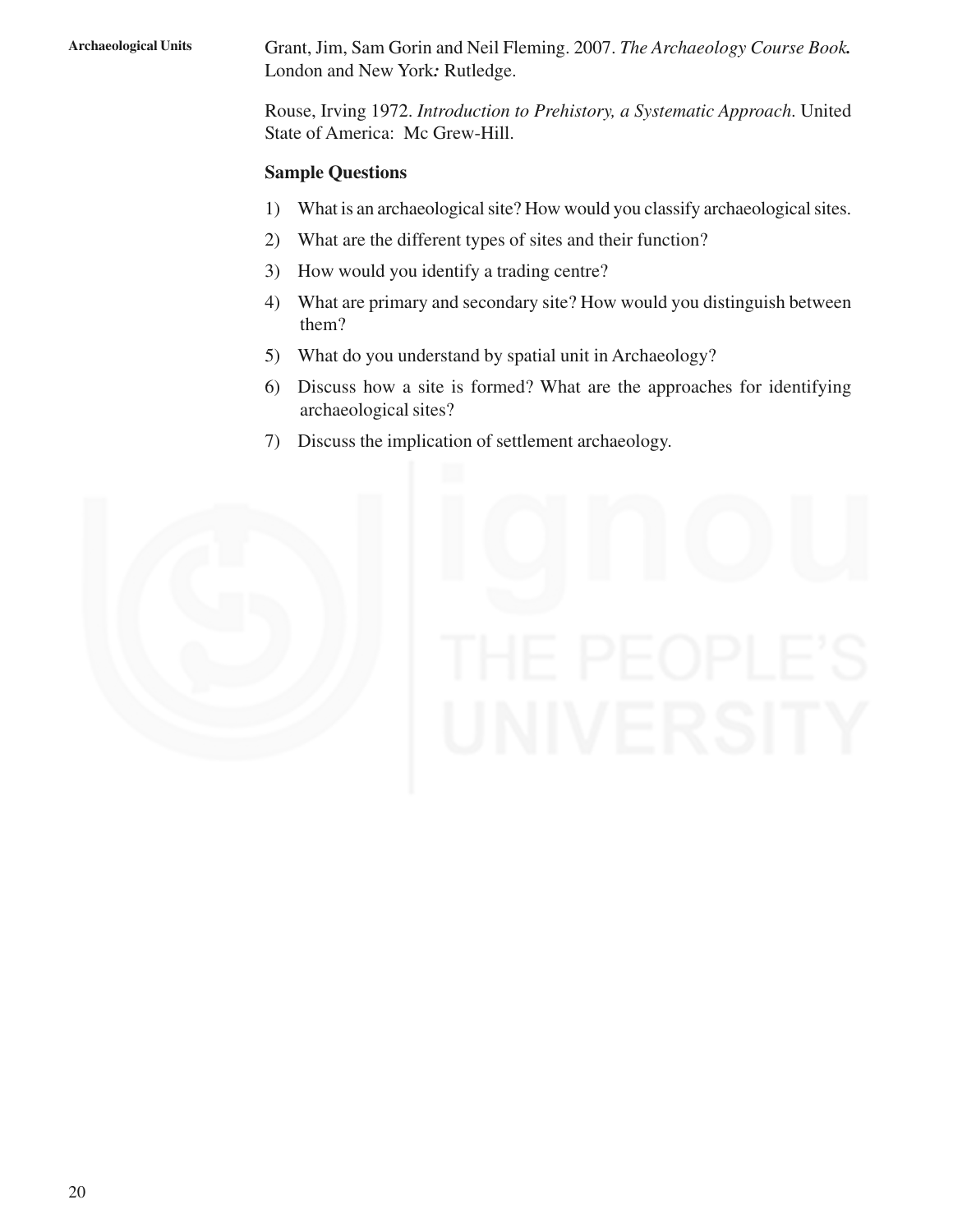Grant, Jim, Sam Gorin and Neil Fleming. 2007. *The Archaeology Course Book.* London and New York: Rutledge.

Rouse, Irving 1972. *Introduction to Prehistory, a Systematic Approach*. United State of America: Mc Grew-Hill.

**Sample Questions**

1) What is an archaeological site? How would you classify archaeological sites.
2) What are the different types of sites and their function?
3) How would you identify a trading centre?
4) What are primary and secondary site? How would you distinguish between them?
5) What do you understand by spatial unit in Archaeology?
6) Discuss how a site is formed? What are the approaches for identifying archaeological sites?
7) Discuss the implication of settlement archaeology.